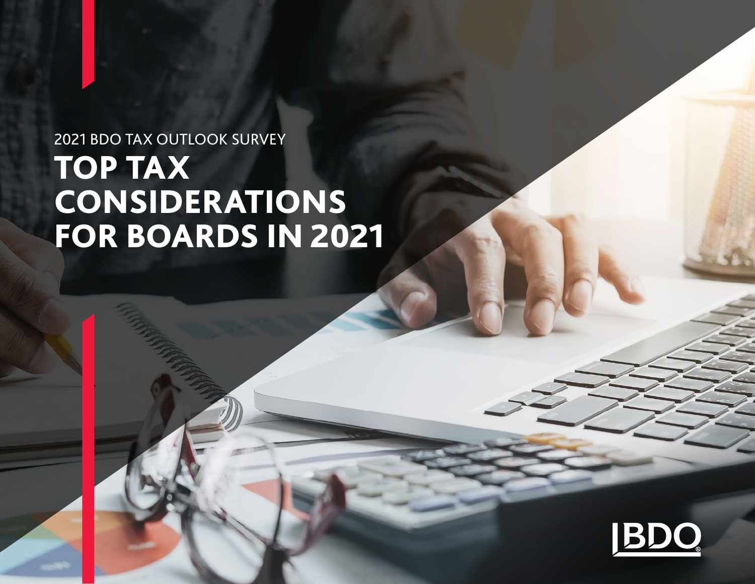2021 BDO TAX OUTLOOK SURVEY

# TOP TAX CONSIDERATIONS FOR BOARDS IN 2021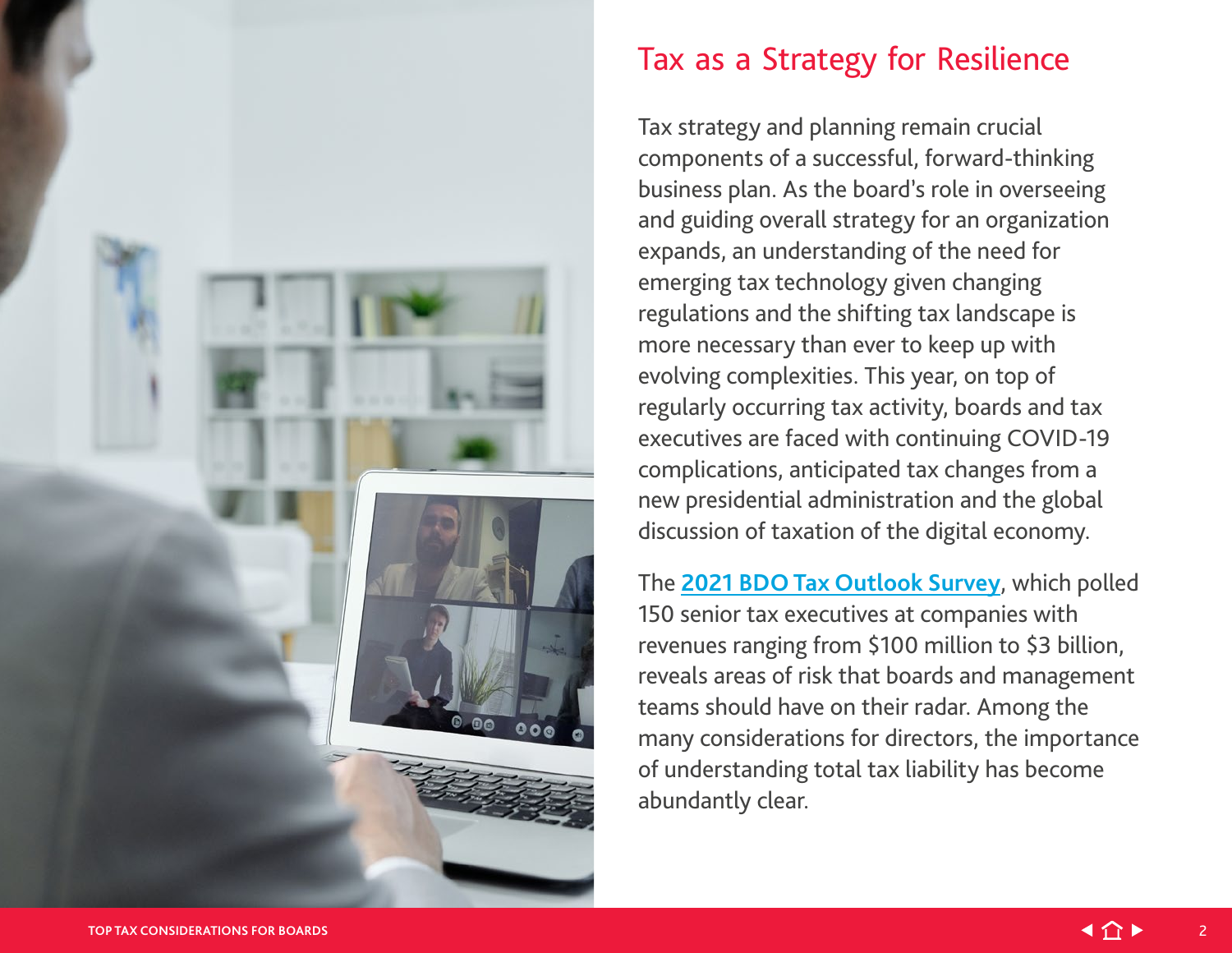## Tax as a Strategy for Resilience

Tax strategy and planning remain crucial components of a successful, forward-thinking business plan. As the board's role in overseeing and guiding overall strategy for an organization expands, an understanding of the need for emerging tax technology given changing regulations and the shifting tax landscape is more necessary than ever to keep up with evolving complexities. This year, on top of regularly occurring tax activity, boards and tax executives are faced with continuing COVID-19 complications, anticipated tax changes from a new presidential administration and the global discussion of taxation of the digital economy.

The **2021 BDO Tax Outlook Survey**, which polled 150 senior tax executives at companies with revenues ranging from $100 million to $3 billion, reveals areas of risk that boards and management teams should have on their radar. Among the many considerations for directors, the importance of understanding total tax liability has become abundantly clear.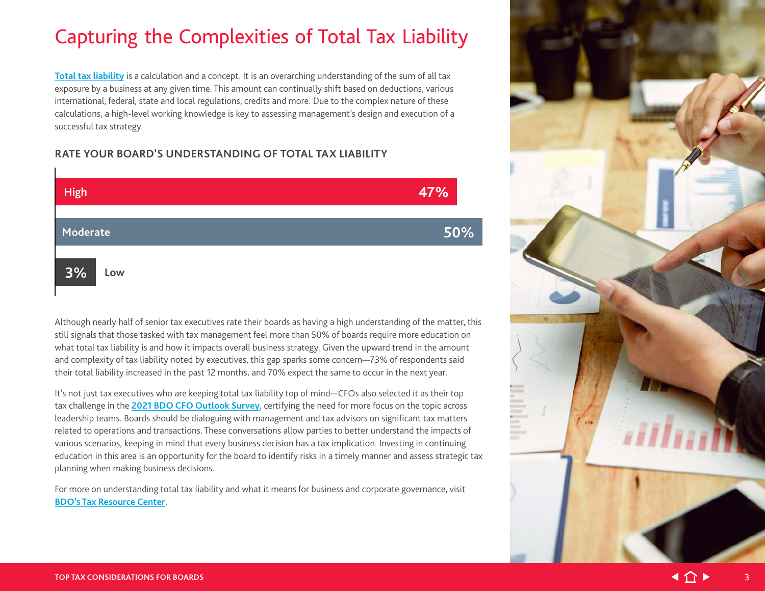# Capturing the Complexities of Total Tax Liability

Total tax liability is a calculation and a concept. It is an overarching understanding of the sum of all tax exposure by a business at any given time. This amount can continually shift based on deductions, various international, federal, state and local regulations, credits and more. Due to the complex nature of these calculations, a high-level working knowledge is key to assessing management's design and execution of a successful tax strategy.

### RATE YOUR BOARD'S UNDERSTANDING OF TOTAL TAX LIABILITY

| Rating | Percentage |
| --- | --- |
| High | 47% |
| Moderate | 50% |
| Low | 3% |

Although nearly half of senior tax executives rate their boards as having a high understanding of the matter, this still signals that those tasked with tax management feel more than 50% of boards require more education on what total tax liability is and how it impacts overall business strategy. Given the upward trend in the amount and complexity of tax liability noted by executives, this gap sparks some concern—73% of respondents said their total liability increased in the past 12 months, and 70% expect the same to occur in the next year.

It's not just tax executives who are keeping total tax liability top of mind—CFOs also selected it as their top tax challenge in the 2021 BDO CFO Outlook Survey, certifying the need for more focus on the topic across leadership teams. Boards should be dialoguing with management and tax advisors on significant tax matters related to operations and transactions. These conversations allow parties to better understand the impacts of various scenarios, keeping in mind that every business decision has a tax implication. Investing in continuing education in this area is an opportunity for the board to identify risks in a timely manner and assess strategic tax planning when making business decisions.

For more on understanding total tax liability and what it means for business and corporate governance, visit BDO's Tax Resource Center.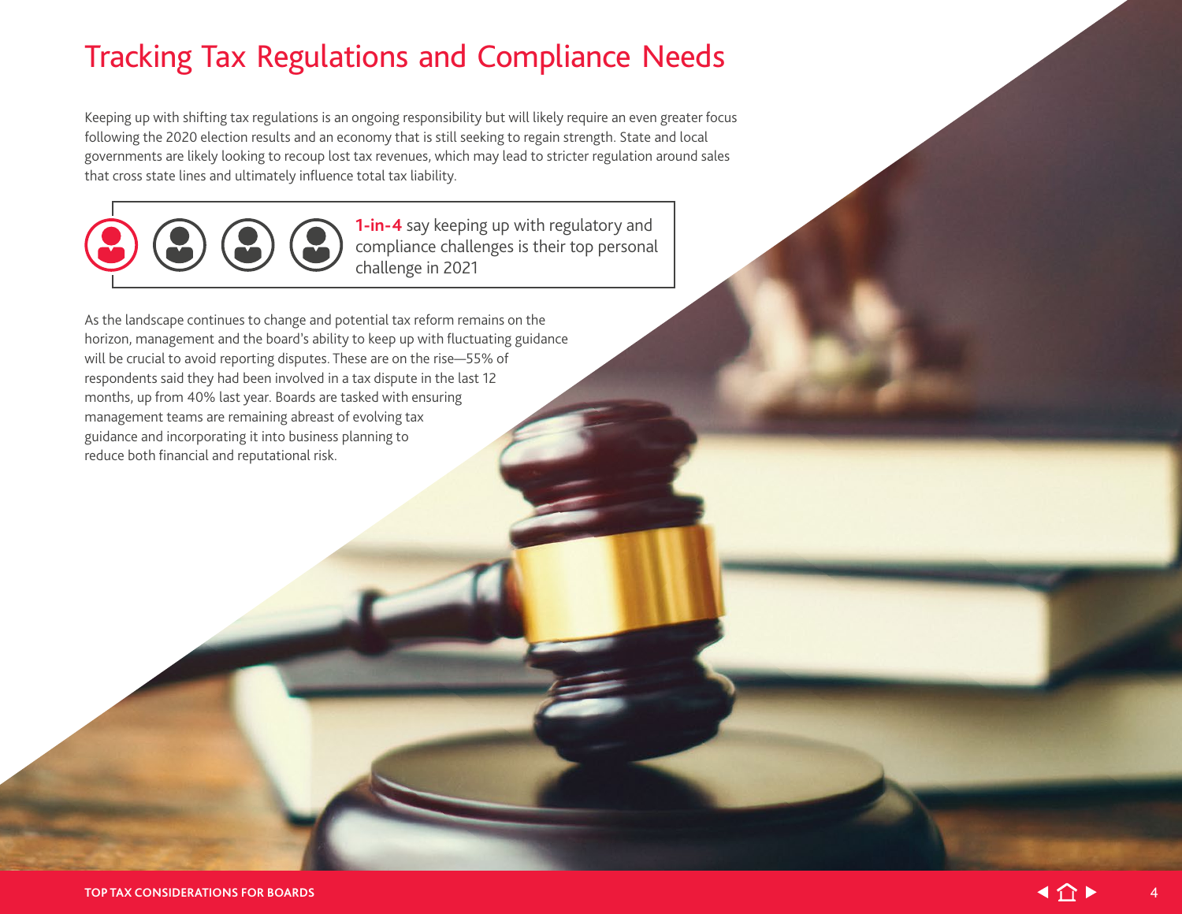# Tracking Tax Regulations and Compliance Needs

Keeping up with shifting tax regulations is an ongoing responsibility but will likely require an even greater focus following the 2020 election results and an economy that is still seeking to regain strength. State and local governments are likely looking to recoup lost tax revenues, which may lead to stricter regulation around sales that cross state lines and ultimately influence total tax liability.

**1-in-4** say keeping up with regulatory and compliance challenges is their top personal challenge in 2021

As the landscape continues to change and potential tax reform remains on the horizon, management and the board's ability to keep up with fluctuating guidance will be crucial to avoid reporting disputes. These are on the rise—55% of respondents said they had been involved in a tax dispute in the last 12 months, up from 40% last year. Boards are tasked with ensuring management teams are remaining abreast of evolving tax guidance and incorporating it into business planning to reduce both financial and reputational risk.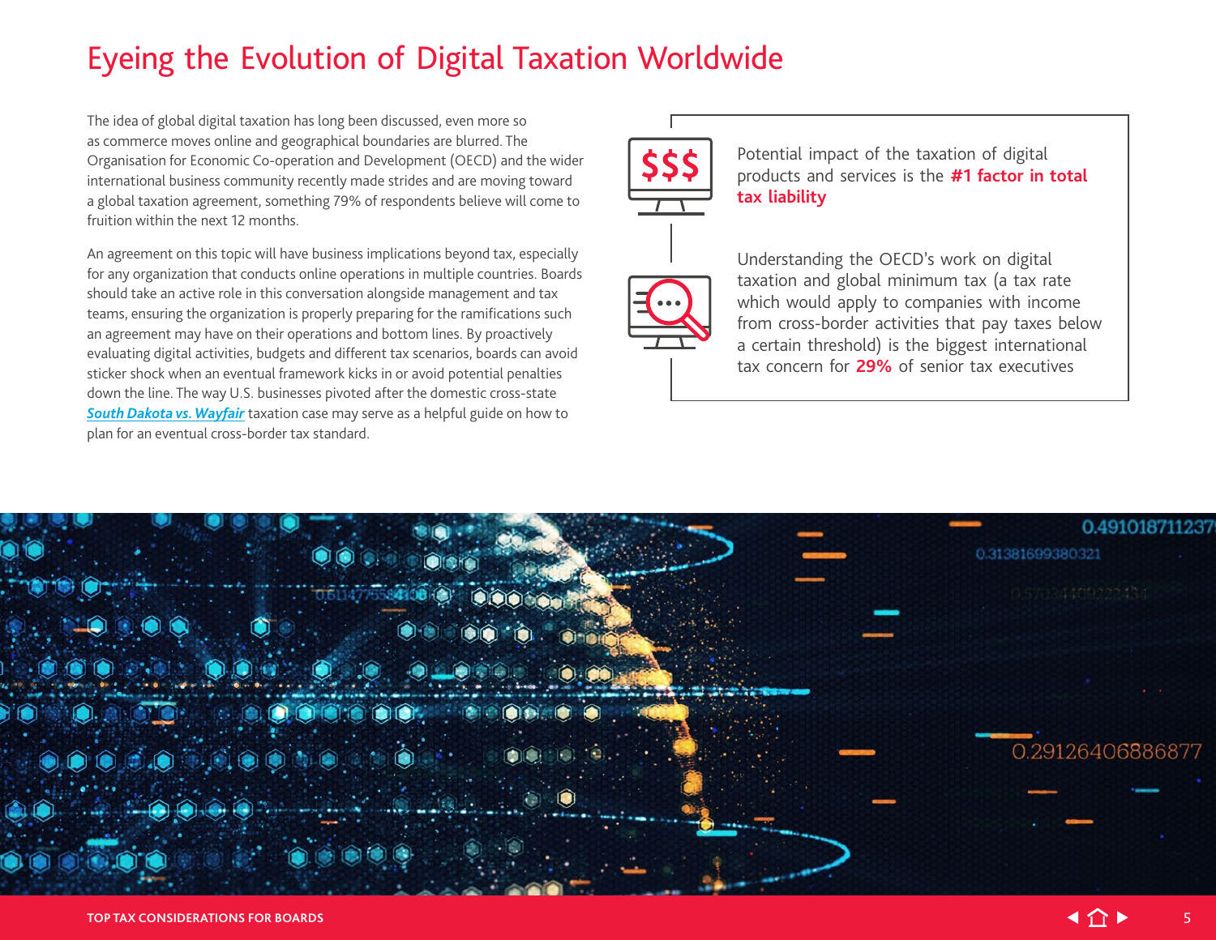# Eyeing the Evolution of Digital Taxation Worldwide

The idea of global digital taxation has long been discussed, even more so as commerce moves online and geographical boundaries are blurred. The Organisation for Economic Co-operation and Development (OECD) and the wider international business community recently made strides and are moving toward a global taxation agreement, something 79% of respondents believe will come to fruition within the next 12 months.

An agreement on this topic will have business implications beyond tax, especially for any organization that conducts online operations in multiple countries. Boards should take an active role in this conversation alongside management and tax teams, ensuring the organization is properly preparing for the ramifications such an agreement may have on their operations and bottom lines. By proactively evaluating digital activities, budgets and different tax scenarios, boards can avoid sticker shock when an eventual framework kicks in or avoid potential penalties down the line. The way U.S. businesses pivoted after the domestic cross-state ***South Dakota vs. Wayfair*** taxation case may serve as a helpful guide on how to plan for an eventual cross-border tax standard.

Potential impact of the taxation of digital products and services is the **#1 factor in total tax liability**

Understanding the OECD's work on digital taxation and global minimum tax (a tax rate which would apply to companies with income from cross-border activities that pay taxes below a certain threshold) is the biggest international tax concern for **29%** of senior tax executives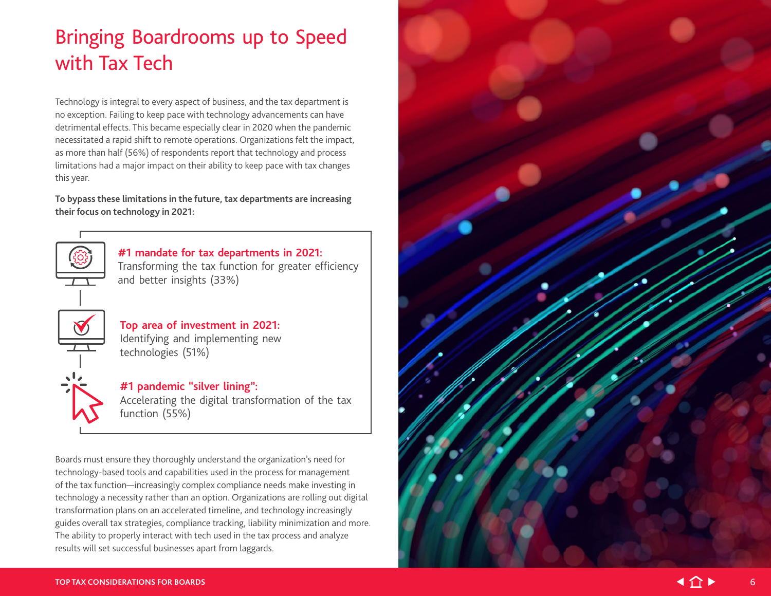# Bringing Boardrooms up to Speed with Tax Tech

Technology is integral to every aspect of business, and the tax department is no exception. Failing to keep pace with technology advancements can have detrimental effects. This became especially clear in 2020 when the pandemic necessitated a rapid shift to remote operations. Organizations felt the impact, as more than half (56%) of respondents report that technology and process limitations had a major impact on their ability to keep pace with tax changes this year.

**To bypass these limitations in the future, tax departments are increasing their focus on technology in 2021:**

**#1 mandate for tax departments in 2021:**
Transforming the tax function for greater efficiency and better insights (33%)

**Top area of investment in 2021:**
Identifying and implementing new technologies (51%)

**#1 pandemic "silver lining":**
Accelerating the digital transformation of the tax function (55%)

Boards must ensure they thoroughly understand the organization's need for technology-based tools and capabilities used in the process for management of the tax function—increasingly complex compliance needs make investing in technology a necessity rather than an option. Organizations are rolling out digital transformation plans on an accelerated timeline, and technology increasingly guides overall tax strategies, compliance tracking, liability minimization and more. The ability to properly interact with tech used in the tax process and analyze results will set successful businesses apart from laggards.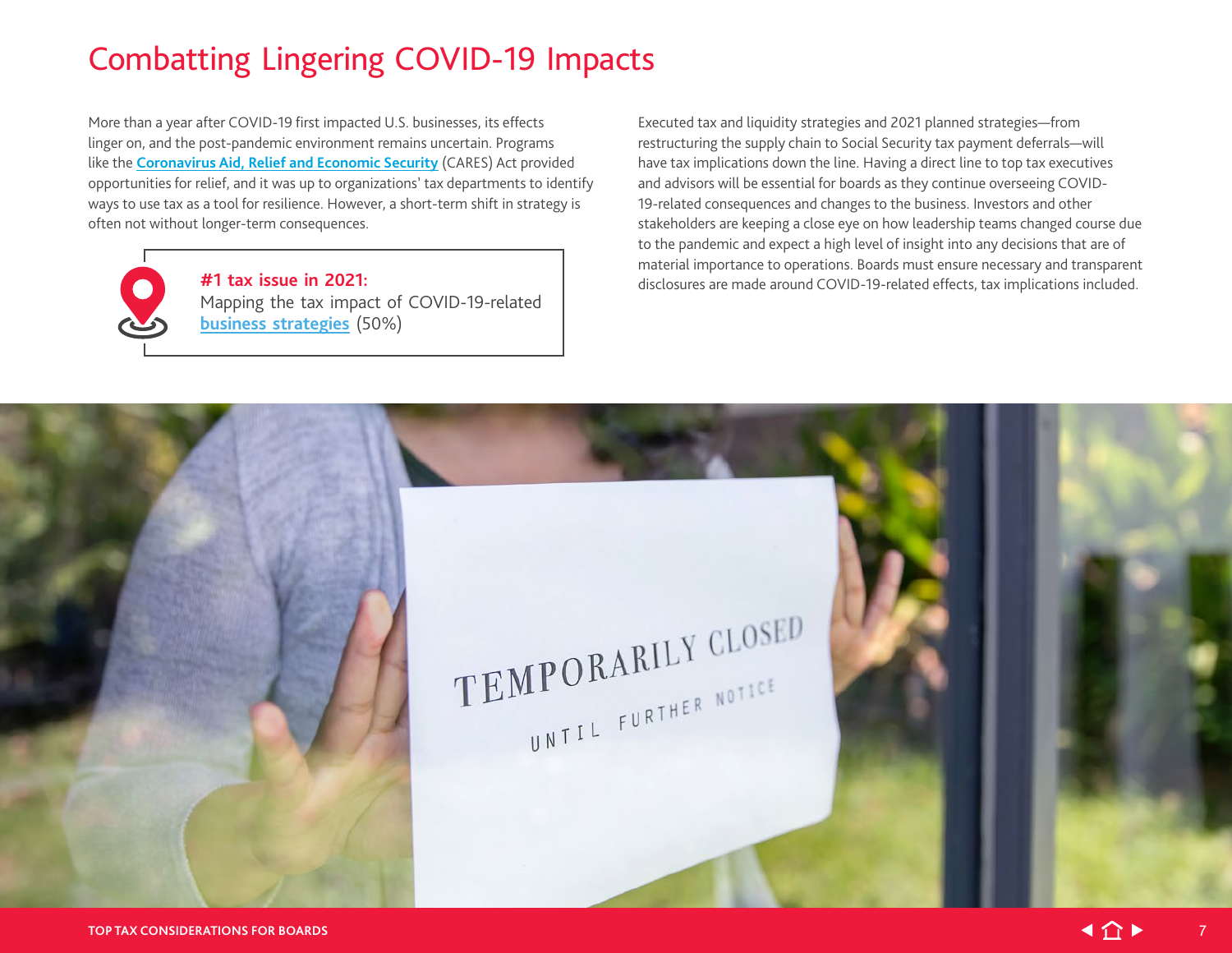# Combatting Lingering COVID-19 Impacts

More than a year after COVID-19 first impacted U.S. businesses, its effects linger on, and the post-pandemic environment remains uncertain. Programs like the Coronavirus Aid, Relief and Economic Security (CARES) Act provided opportunities for relief, and it was up to organizations' tax departments to identify ways to use tax as a tool for resilience. However, a short-term shift in strategy is often not without longer-term consequences.

**#1 tax issue in 2021:**
Mapping the tax impact of COVID-19-related business strategies (50%)

Executed tax and liquidity strategies and 2021 planned strategies—from restructuring the supply chain to Social Security tax payment deferrals—will have tax implications down the line. Having a direct line to top tax executives and advisors will be essential for boards as they continue overseeing COVID-19-related consequences and changes to the business. Investors and other stakeholders are keeping a close eye on how leadership teams changed course due to the pandemic and expect a high level of insight into any decisions that are of material importance to operations. Boards must ensure necessary and transparent disclosures are made around COVID-19-related effects, tax implications included.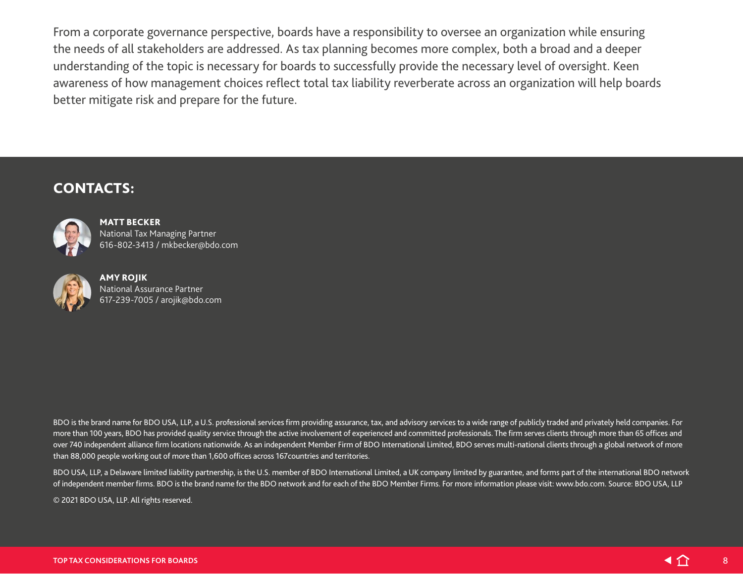From a corporate governance perspective, boards have a responsibility to oversee an organization while ensuring the needs of all stakeholders are addressed. As tax planning becomes more complex, both a broad and a deeper understanding of the topic is necessary for boards to successfully provide the necessary level of oversight. Keen awareness of how management choices reflect total tax liability reverberate across an organization will help boards better mitigate risk and prepare for the future.

## CONTACTS:

**MATT BECKER**
National Tax Managing Partner
616-802-3413 / mkbecker@bdo.com

**AMY ROJIK**
National Assurance Partner
617-239-7005 / arojik@bdo.com

BDO is the brand name for BDO USA, LLP, a U.S. professional services firm providing assurance, tax, and advisory services to a wide range of publicly traded and privately held companies. For more than 100 years, BDO has provided quality service through the active involvement of experienced and committed professionals. The firm serves clients through more than 65 offices and over 740 independent alliance firm locations nationwide. As an independent Member Firm of BDO International Limited, BDO serves multi-national clients through a global network of more than 88,000 people working out of more than 1,600 offices across 167countries and territories.

BDO USA, LLP, a Delaware limited liability partnership, is the U.S. member of BDO International Limited, a UK company limited by guarantee, and forms part of the international BDO network of independent member firms. BDO is the brand name for the BDO network and for each of the BDO Member Firms. For more information please visit: www.bdo.com. Source: BDO USA, LLP

© 2021 BDO USA, LLP. All rights reserved.